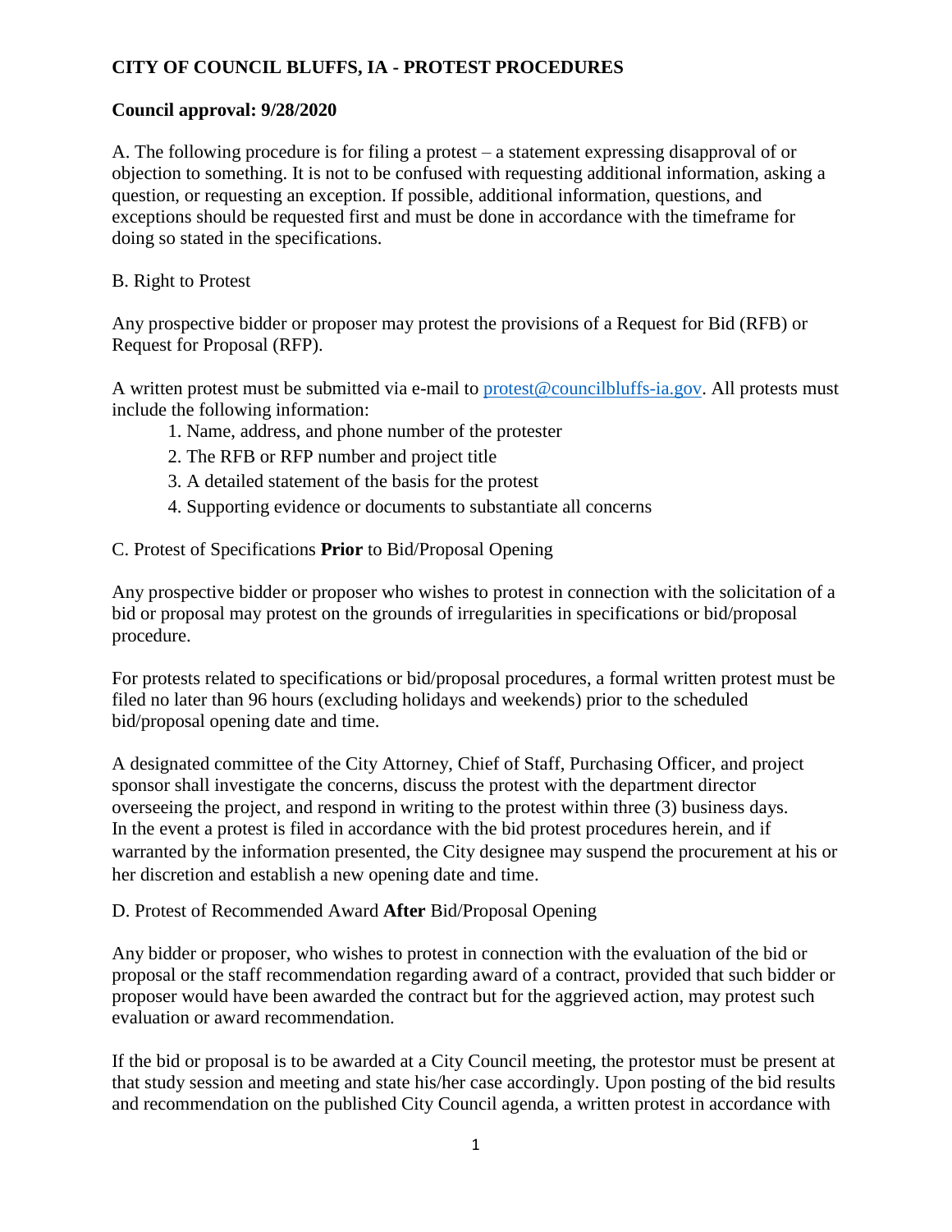## CITY OF COUNCIL BLUFFS, IA - PROTEST PROCEDURES

**Council approval: 9/28/2020**

A. The following procedure is for filing a protest – a statement expressing disapproval of or objection to something. It is not to be confused with requesting additional information, asking a question, or requesting an exception. If possible, additional information, questions, and exceptions should be requested first and must be done in accordance with the timeframe for doing so stated in the specifications.

B. Right to Protest

Any prospective bidder or proposer may protest the provisions of a Request for Bid (RFB) or Request for Proposal (RFP).

A written protest must be submitted via e-mail to protest@councilbluffs-ia.gov. All protests must include the following information:

1. Name, address, and phone number of the protester
2. The RFB or RFP number and project title
3. A detailed statement of the basis for the protest
4. Supporting evidence or documents to substantiate all concerns

C. Protest of Specifications **Prior** to Bid/Proposal Opening

Any prospective bidder or proposer who wishes to protest in connection with the solicitation of a bid or proposal may protest on the grounds of irregularities in specifications or bid/proposal procedure.

For protests related to specifications or bid/proposal procedures, a formal written protest must be filed no later than 96 hours (excluding holidays and weekends) prior to the scheduled bid/proposal opening date and time.

A designated committee of the City Attorney, Chief of Staff, Purchasing Officer, and project sponsor shall investigate the concerns, discuss the protest with the department director overseeing the project, and respond in writing to the protest within three (3) business days. In the event a protest is filed in accordance with the bid protest procedures herein, and if warranted by the information presented, the City designee may suspend the procurement at his or her discretion and establish a new opening date and time.

D. Protest of Recommended Award **After** Bid/Proposal Opening

Any bidder or proposer, who wishes to protest in connection with the evaluation of the bid or proposal or the staff recommendation regarding award of a contract, provided that such bidder or proposer would have been awarded the contract but for the aggrieved action, may protest such evaluation or award recommendation.

If the bid or proposal is to be awarded at a City Council meeting, the protestor must be present at that study session and meeting and state his/her case accordingly. Upon posting of the bid results and recommendation on the published City Council agenda, a written protest in accordance with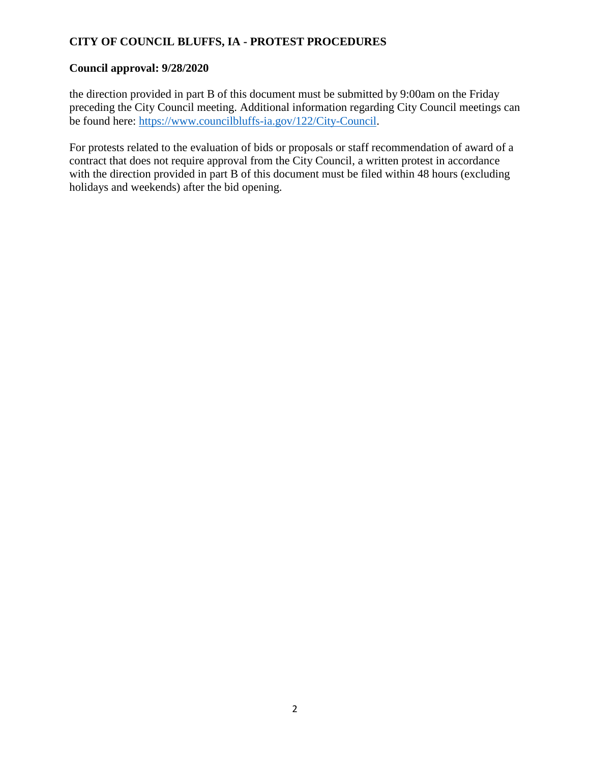the direction provided in part B of this document must be submitted by 9:00am on the Friday preceding the City Council meeting. Additional information regarding City Council meetings can be found here: [https://www.councilbluffs-ia.gov/122/City-Council](https://www.councilbluffs-ia.gov/122/City-Council).

For protests related to the evaluation of bids or proposals or staff recommendation of award of a contract that does not require approval from the City Council, a written protest in accordance with the direction provided in part B of this document must be filed within 48 hours (excluding holidays and weekends) after the bid opening.